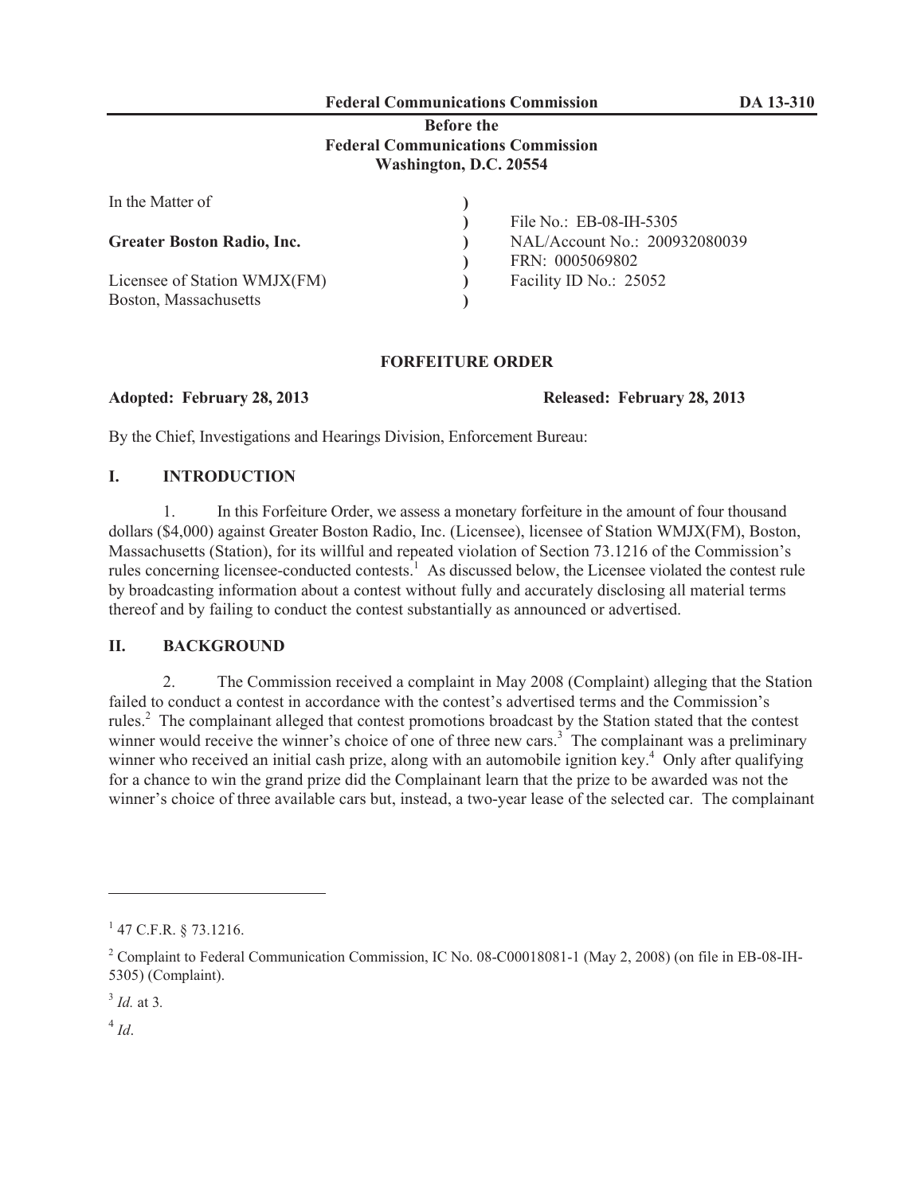**Federal Communications Commission DA 13-310**

**Before the**
**Federal Communications Commission**
**Washington, D.C. 20554**

| | | |
|---|---|---|
| In the Matter of | ) | |
| | ) | File No.: EB-08-IH-5305 |
| **Greater Boston Radio, Inc.** | ) | NAL/Account No.: 200932080039 |
| | ) | FRN: 0005069802 |
| Licensee of Station WMJX(FM) | ) | Facility ID No.: 25052 |
| Boston, Massachusetts | ) | |

## FORFEITURE ORDER

**Adopted: February 28, 2013** **Released: February 28, 2013**

By the Chief, Investigations and Hearings Division, Enforcement Bureau:

## I. INTRODUCTION

1. In this Forfeiture Order, we assess a monetary forfeiture in the amount of four thousand dollars ($4,000) against Greater Boston Radio, Inc. (Licensee), licensee of Station WMJX(FM), Boston, Massachusetts (Station), for its willful and repeated violation of Section 73.1216 of the Commission's rules concerning licensee-conducted contests.[1] As discussed below, the Licensee violated the contest rule by broadcasting information about a contest without fully and accurately disclosing all material terms thereof and by failing to conduct the contest substantially as announced or advertised.

## II. BACKGROUND

2. The Commission received a complaint in May 2008 (Complaint) alleging that the Station failed to conduct a contest in accordance with the contest's advertised terms and the Commission's rules.[2] The complainant alleged that contest promotions broadcast by the Station stated that the contest winner would receive the winner's choice of one of three new cars.[3] The complainant was a preliminary winner who received an initial cash prize, along with an automobile ignition key.[4] Only after qualifying for a chance to win the grand prize did the Complainant learn that the prize to be awarded was not the winner's choice of three available cars but, instead, a two-year lease of the selected car. The complainant

---

[1] 47 C.F.R. § 73.1216.

[2] Complaint to Federal Communication Commission, IC No. 08-C00018081-1 (May 2, 2008) (on file in EB-08-IH-5305) (Complaint).

[3] *Id.* at 3.

[4] *Id*.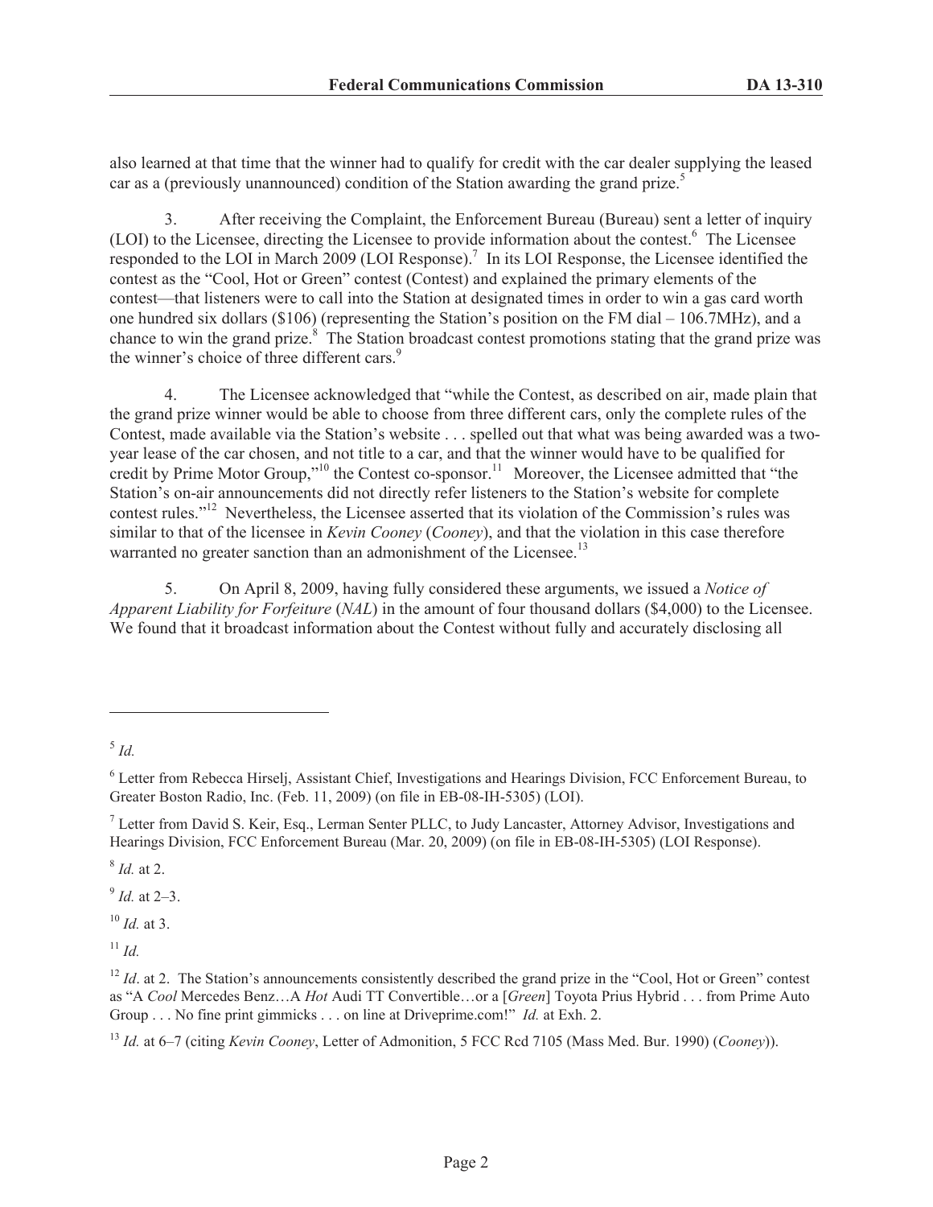also learned at that time that the winner had to qualify for credit with the car dealer supplying the leased car as a (previously unannounced) condition of the Station awarding the grand prize.[5]

3. After receiving the Complaint, the Enforcement Bureau (Bureau) sent a letter of inquiry (LOI) to the Licensee, directing the Licensee to provide information about the contest.[6] The Licensee responded to the LOI in March 2009 (LOI Response).[7] In its LOI Response, the Licensee identified the contest as the "Cool, Hot or Green" contest (Contest) and explained the primary elements of the contest—that listeners were to call into the Station at designated times in order to win a gas card worth one hundred six dollars ($106) (representing the Station's position on the FM dial – 106.7MHz), and a chance to win the grand prize.[8] The Station broadcast contest promotions stating that the grand prize was the winner's choice of three different cars.[9]

4. The Licensee acknowledged that "while the Contest, as described on air, made plain that the grand prize winner would be able to choose from three different cars, only the complete rules of the Contest, made available via the Station's website . . . spelled out that what was being awarded was a two-year lease of the car chosen, and not title to a car, and that the winner would have to be qualified for credit by Prime Motor Group,"[10] the Contest co-sponsor.[11] Moreover, the Licensee admitted that "the Station's on-air announcements did not directly refer listeners to the Station's website for complete contest rules."[12] Nevertheless, the Licensee asserted that its violation of the Commission's rules was similar to that of the licensee in *Kevin Cooney* (*Cooney*), and that the violation in this case therefore warranted no greater sanction than an admonishment of the Licensee.[13]

5. On April 8, 2009, having fully considered these arguments, we issued a *Notice of Apparent Liability for Forfeiture* (*NAL*) in the amount of four thousand dollars ($4,000) to the Licensee. We found that it broadcast information about the Contest without fully and accurately disclosing all

---

[5] *Id.*

[6] Letter from Rebecca Hirselj, Assistant Chief, Investigations and Hearings Division, FCC Enforcement Bureau, to Greater Boston Radio, Inc. (Feb. 11, 2009) (on file in EB-08-IH-5305) (LOI).

[7] Letter from David S. Keir, Esq., Lerman Senter PLLC, to Judy Lancaster, Attorney Advisor, Investigations and Hearings Division, FCC Enforcement Bureau (Mar. 20, 2009) (on file in EB-08-IH-5305) (LOI Response).

[8] *Id.* at 2.

[9] *Id.* at 2–3.

[10] *Id.* at 3.

[11] *Id.*

[12] *Id*. at 2. The Station's announcements consistently described the grand prize in the "Cool, Hot or Green" contest as "A *Cool* Mercedes Benz…A *Hot* Audi TT Convertible…or a [*Green*] Toyota Prius Hybrid . . . from Prime Auto Group . . . No fine print gimmicks . . . on line at Driveprime.com!" *Id.* at Exh. 2.

[13] *Id.* at 6–7 (citing *Kevin Cooney*, Letter of Admonition, 5 FCC Rcd 7105 (Mass Med. Bur. 1990) (*Cooney*)).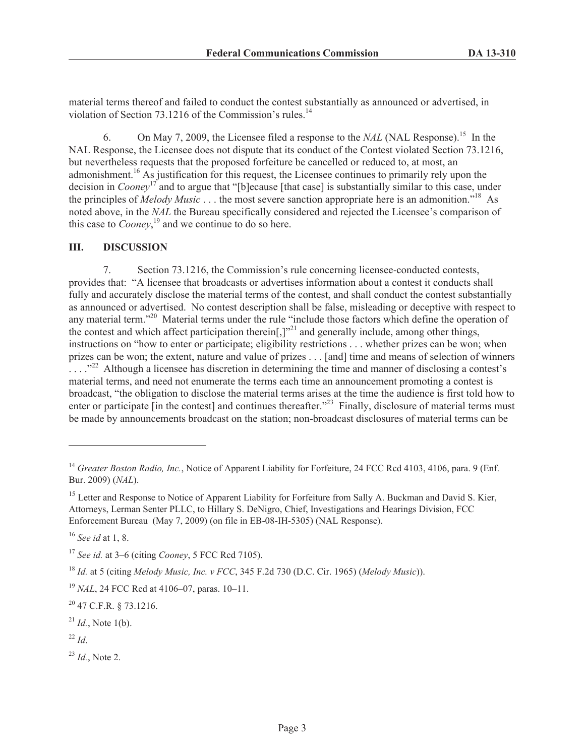material terms thereof and failed to conduct the contest substantially as announced or advertised, in violation of Section 73.1216 of the Commission's rules.[14]

6. On May 7, 2009, the Licensee filed a response to the *NAL* (NAL Response).[15] In the NAL Response, the Licensee does not dispute that its conduct of the Contest violated Section 73.1216, but nevertheless requests that the proposed forfeiture be cancelled or reduced to, at most, an admonishment.[16] As justification for this request, the Licensee continues to primarily rely upon the decision in *Cooney*[17] and to argue that "[b]ecause [that case] is substantially similar to this case, under the principles of *Melody Music* . . . the most severe sanction appropriate here is an admonition."[18] As noted above, in the *NAL* the Bureau specifically considered and rejected the Licensee's comparison of this case to *Cooney*,[19] and we continue to do so here.

## III. DISCUSSION

7. Section 73.1216, the Commission's rule concerning licensee-conducted contests, provides that: "A licensee that broadcasts or advertises information about a contest it conducts shall fully and accurately disclose the material terms of the contest, and shall conduct the contest substantially as announced or advertised. No contest description shall be false, misleading or deceptive with respect to any material term."[20] Material terms under the rule "include those factors which define the operation of the contest and which affect participation therein[,]"[21] and generally include, among other things, instructions on "how to enter or participate; eligibility restrictions . . . whether prizes can be won; when prizes can be won; the extent, nature and value of prizes . . . [and] time and means of selection of winners . . . ."[22] Although a licensee has discretion in determining the time and manner of disclosing a contest's material terms, and need not enumerate the terms each time an announcement promoting a contest is broadcast, "the obligation to disclose the material terms arises at the time the audience is first told how to enter or participate [in the contest] and continues thereafter."[23] Finally, disclosure of material terms must be made by announcements broadcast on the station; non-broadcast disclosures of material terms can be

---

[14] *Greater Boston Radio, Inc.*, Notice of Apparent Liability for Forfeiture, 24 FCC Rcd 4103, 4106, para. 9 (Enf. Bur. 2009) (*NAL*).

[15] Letter and Response to Notice of Apparent Liability for Forfeiture from Sally A. Buckman and David S. Kier, Attorneys, Lerman Senter PLLC, to Hillary S. DeNigro, Chief, Investigations and Hearings Division, FCC Enforcement Bureau (May 7, 2009) (on file in EB-08-IH-5305) (NAL Response).

[16] *See id* at 1, 8.

[17] *See id.* at 3–6 (citing *Cooney*, 5 FCC Rcd 7105).

[18] *Id.* at 5 (citing *Melody Music, Inc. v FCC*, 345 F.2d 730 (D.C. Cir. 1965) (*Melody Music*)).

[19] *NAL*, 24 FCC Rcd at 4106–07, paras. 10–11.

[20] 47 C.F.R. § 73.1216.

[21] *Id.*, Note 1(b).

[22] *Id*.

[23] *Id.*, Note 2.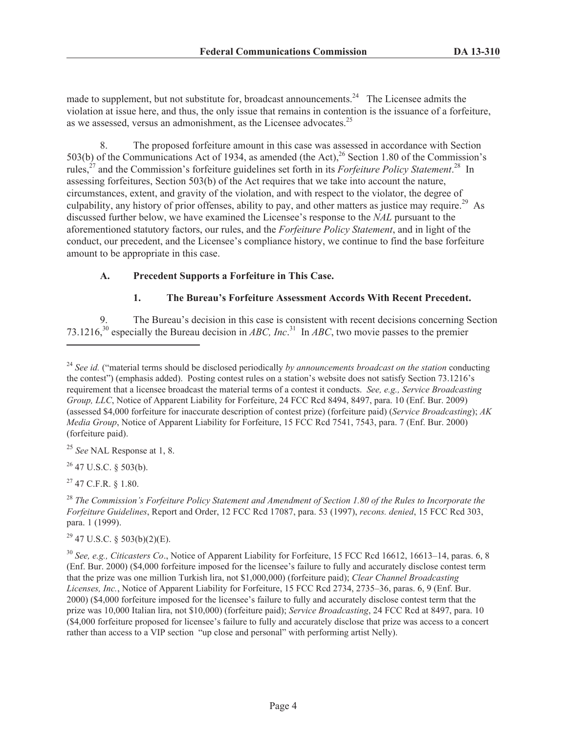made to supplement, but not substitute for, broadcast announcements.[24] The Licensee admits the violation at issue here, and thus, the only issue that remains in contention is the issuance of a forfeiture, as we assessed, versus an admonishment, as the Licensee advocates.[25]

8. The proposed forfeiture amount in this case was assessed in accordance with Section 503(b) of the Communications Act of 1934, as amended (the Act),[26] Section 1.80 of the Commission's rules,[27] and the Commission's forfeiture guidelines set forth in its *Forfeiture Policy Statement*.[28] In assessing forfeitures, Section 503(b) of the Act requires that we take into account the nature, circumstances, extent, and gravity of the violation, and with respect to the violator, the degree of culpability, any history of prior offenses, ability to pay, and other matters as justice may require.[29] As discussed further below, we have examined the Licensee's response to the *NAL* pursuant to the aforementioned statutory factors, our rules, and the *Forfeiture Policy Statement*, and in light of the conduct, our precedent, and the Licensee's compliance history, we continue to find the base forfeiture amount to be appropriate in this case.

### A. Precedent Supports a Forfeiture in This Case.

#### 1. The Bureau's Forfeiture Assessment Accords With Recent Precedent.

9. The Bureau's decision in this case is consistent with recent decisions concerning Section 73.1216,[30] especially the Bureau decision in *ABC, Inc*.[31] In *ABC*, two movie passes to the premier

---

[24] *See id.* ("material terms should be disclosed periodically *by announcements broadcast on the station* conducting the contest") (emphasis added). Posting contest rules on a station's website does not satisfy Section 73.1216's requirement that a licensee broadcast the material terms of a contest it conducts. *See, e.g., Service Broadcasting Group, LLC*, Notice of Apparent Liability for Forfeiture, 24 FCC Rcd 8494, 8497, para. 10 (Enf. Bur. 2009) (assessed $4,000 forfeiture for inaccurate description of contest prize) (forfeiture paid) (*Service Broadcasting*); *AK Media Group*, Notice of Apparent Liability for Forfeiture, 15 FCC Rcd 7541, 7543, para. 7 (Enf. Bur. 2000) (forfeiture paid).

[25] *See* NAL Response at 1, 8.

[26] 47 U.S.C. § 503(b).

[27] 47 C.F.R. § 1.80.

[28] *The Commission's Forfeiture Policy Statement and Amendment of Section 1.80 of the Rules to Incorporate the Forfeiture Guidelines*, Report and Order, 12 FCC Rcd 17087, para. 53 (1997), *recons. denied*, 15 FCC Rcd 303, para. 1 (1999).

[29] 47 U.S.C. § 503(b)(2)(E).

[30] *See, e.g., Citicasters Co*., Notice of Apparent Liability for Forfeiture, 15 FCC Rcd 16612, 16613–14, paras. 6, 8 (Enf. Bur. 2000) ($4,000 forfeiture imposed for the licensee's failure to fully and accurately disclose contest term that the prize was one million Turkish lira, not $1,000,000) (forfeiture paid); *Clear Channel Broadcasting Licenses, Inc.*, Notice of Apparent Liability for Forfeiture, 15 FCC Rcd 2734, 2735–36, paras. 6, 9 (Enf. Bur. 2000) ($4,000 forfeiture imposed for the licensee's failure to fully and accurately disclose contest term that the prize was 10,000 Italian lira, not $10,000) (forfeiture paid); *Service Broadcasting*, 24 FCC Rcd at 8497, para. 10 ($4,000 forfeiture proposed for licensee's failure to fully and accurately disclose that prize was access to a concert rather than access to a VIP section "up close and personal" with performing artist Nelly).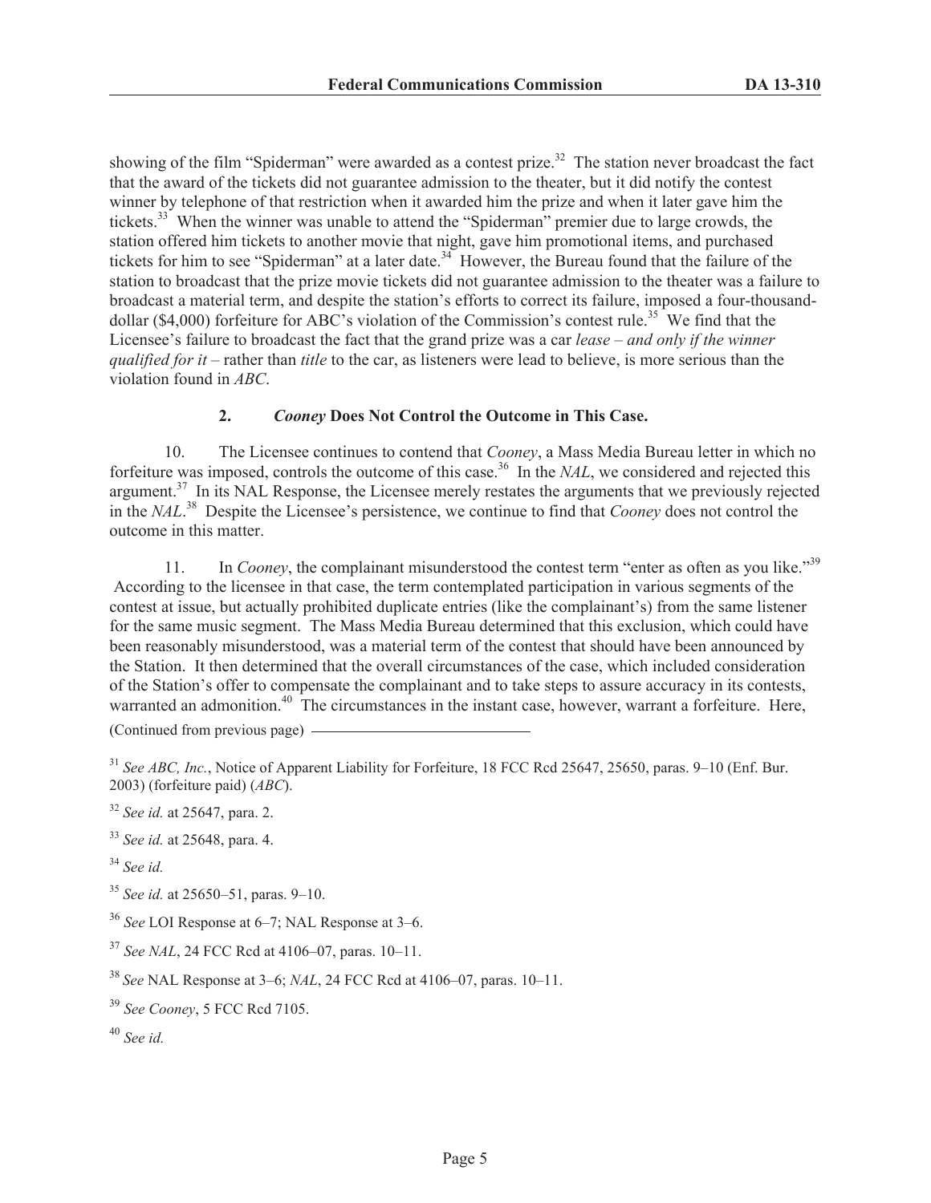showing of the film "Spiderman" were awarded as a contest prize.[32] The station never broadcast the fact that the award of the tickets did not guarantee admission to the theater, but it did notify the contest winner by telephone of that restriction when it awarded him the prize and when it later gave him the tickets.[33] When the winner was unable to attend the "Spiderman" premier due to large crowds, the station offered him tickets to another movie that night, gave him promotional items, and purchased tickets for him to see "Spiderman" at a later date.[34] However, the Bureau found that the failure of the station to broadcast that the prize movie tickets did not guarantee admission to the theater was a failure to broadcast a material term, and despite the station's efforts to correct its failure, imposed a four-thousand-dollar ($4,000) forfeiture for ABC's violation of the Commission's contest rule.[35] We find that the Licensee's failure to broadcast the fact that the grand prize was a car *lease – and only if the winner qualified for it* – rather than *title* to the car, as listeners were lead to believe, is more serious than the violation found in *ABC*.

### 2. *Cooney* Does Not Control the Outcome in This Case.

10. The Licensee continues to contend that *Cooney*, a Mass Media Bureau letter in which no forfeiture was imposed, controls the outcome of this case.[36] In the *NAL*, we considered and rejected this argument.[37] In its NAL Response, the Licensee merely restates the arguments that we previously rejected in the *NAL*.[38] Despite the Licensee's persistence, we continue to find that *Cooney* does not control the outcome in this matter.

11. In *Cooney*, the complainant misunderstood the contest term "enter as often as you like."[39] According to the licensee in that case, the term contemplated participation in various segments of the contest at issue, but actually prohibited duplicate entries (like the complainant's) from the same listener for the same music segment. The Mass Media Bureau determined that this exclusion, which could have been reasonably misunderstood, was a material term of the contest that should have been announced by the Station. It then determined that the overall circumstances of the case, which included consideration of the Station's offer to compensate the complainant and to take steps to assure accuracy in its contests, warranted an admonition.[40] The circumstances in the instant case, however, warrant a forfeiture. Here,

(Continued from previous page)

[31] *See ABC, Inc.*, Notice of Apparent Liability for Forfeiture, 18 FCC Rcd 25647, 25650, paras. 9–10 (Enf. Bur. 2003) (forfeiture paid) (*ABC*).

[32] *See id.* at 25647, para. 2.

[33] *See id.* at 25648, para. 4.

[34] *See id.*

[35] *See id.* at 25650–51, paras. 9–10.

[36] *See* LOI Response at 6–7; NAL Response at 3–6.

[37] *See NAL*, 24 FCC Rcd at 4106–07, paras. 10–11.

[38] *See* NAL Response at 3–6; *NAL*, 24 FCC Rcd at 4106–07, paras. 10–11.

[39] *See Cooney*, 5 FCC Rcd 7105.

[40] *See id.*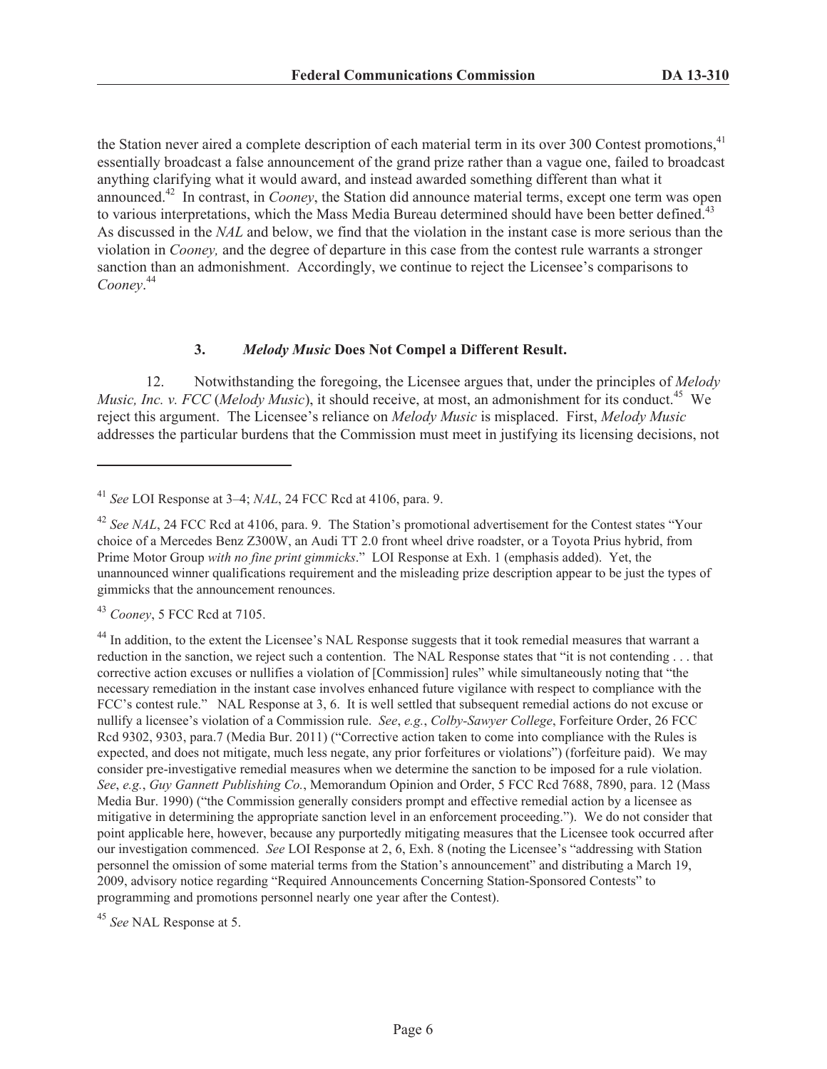the Station never aired a complete description of each material term in its over 300 Contest promotions,[41] essentially broadcast a false announcement of the grand prize rather than a vague one, failed to broadcast anything clarifying what it would award, and instead awarded something different than what it announced.[42] In contrast, in *Cooney*, the Station did announce material terms, except one term was open to various interpretations, which the Mass Media Bureau determined should have been better defined.[43] As discussed in the *NAL* and below, we find that the violation in the instant case is more serious than the violation in *Cooney,* and the degree of departure in this case from the contest rule warrants a stronger sanction than an admonishment. Accordingly, we continue to reject the Licensee's comparisons to *Cooney*.[44]

### 3. *Melody Music* Does Not Compel a Different Result.

12. Notwithstanding the foregoing, the Licensee argues that, under the principles of *Melody Music, Inc. v. FCC* (*Melody Music*), it should receive, at most, an admonishment for its conduct.[45] We reject this argument. The Licensee's reliance on *Melody Music* is misplaced. First, *Melody Music* addresses the particular burdens that the Commission must meet in justifying its licensing decisions, not

---

[41] *See* LOI Response at 3–4; *NAL*, 24 FCC Rcd at 4106, para. 9.

[42] *See NAL*, 24 FCC Rcd at 4106, para. 9. The Station's promotional advertisement for the Contest states "Your choice of a Mercedes Benz Z300W, an Audi TT 2.0 front wheel drive roadster, or a Toyota Prius hybrid, from Prime Motor Group *with no fine print gimmicks*." LOI Response at Exh. 1 (emphasis added). Yet, the unannounced winner qualifications requirement and the misleading prize description appear to be just the types of gimmicks that the announcement renounces.

[43] *Cooney*, 5 FCC Rcd at 7105.

[44] In addition, to the extent the Licensee's NAL Response suggests that it took remedial measures that warrant a reduction in the sanction, we reject such a contention. The NAL Response states that "it is not contending . . . that corrective action excuses or nullifies a violation of [Commission] rules" while simultaneously noting that "the necessary remediation in the instant case involves enhanced future vigilance with respect to compliance with the FCC's contest rule." NAL Response at 3, 6. It is well settled that subsequent remedial actions do not excuse or nullify a licensee's violation of a Commission rule. *See*, *e.g.*, *Colby-Sawyer College*, Forfeiture Order, 26 FCC Rcd 9302, 9303, para.7 (Media Bur. 2011) ("Corrective action taken to come into compliance with the Rules is expected, and does not mitigate, much less negate, any prior forfeitures or violations") (forfeiture paid). We may consider pre-investigative remedial measures when we determine the sanction to be imposed for a rule violation. *See*, *e.g.*, *Guy Gannett Publishing Co.*, Memorandum Opinion and Order, 5 FCC Rcd 7688, 7890, para. 12 (Mass Media Bur. 1990) ("the Commission generally considers prompt and effective remedial action by a licensee as mitigative in determining the appropriate sanction level in an enforcement proceeding."). We do not consider that point applicable here, however, because any purportedly mitigating measures that the Licensee took occurred after our investigation commenced. *See* LOI Response at 2, 6, Exh. 8 (noting the Licensee's "addressing with Station personnel the omission of some material terms from the Station's announcement" and distributing a March 19, 2009, advisory notice regarding "Required Announcements Concerning Station-Sponsored Contests" to programming and promotions personnel nearly one year after the Contest).

[45] *See* NAL Response at 5.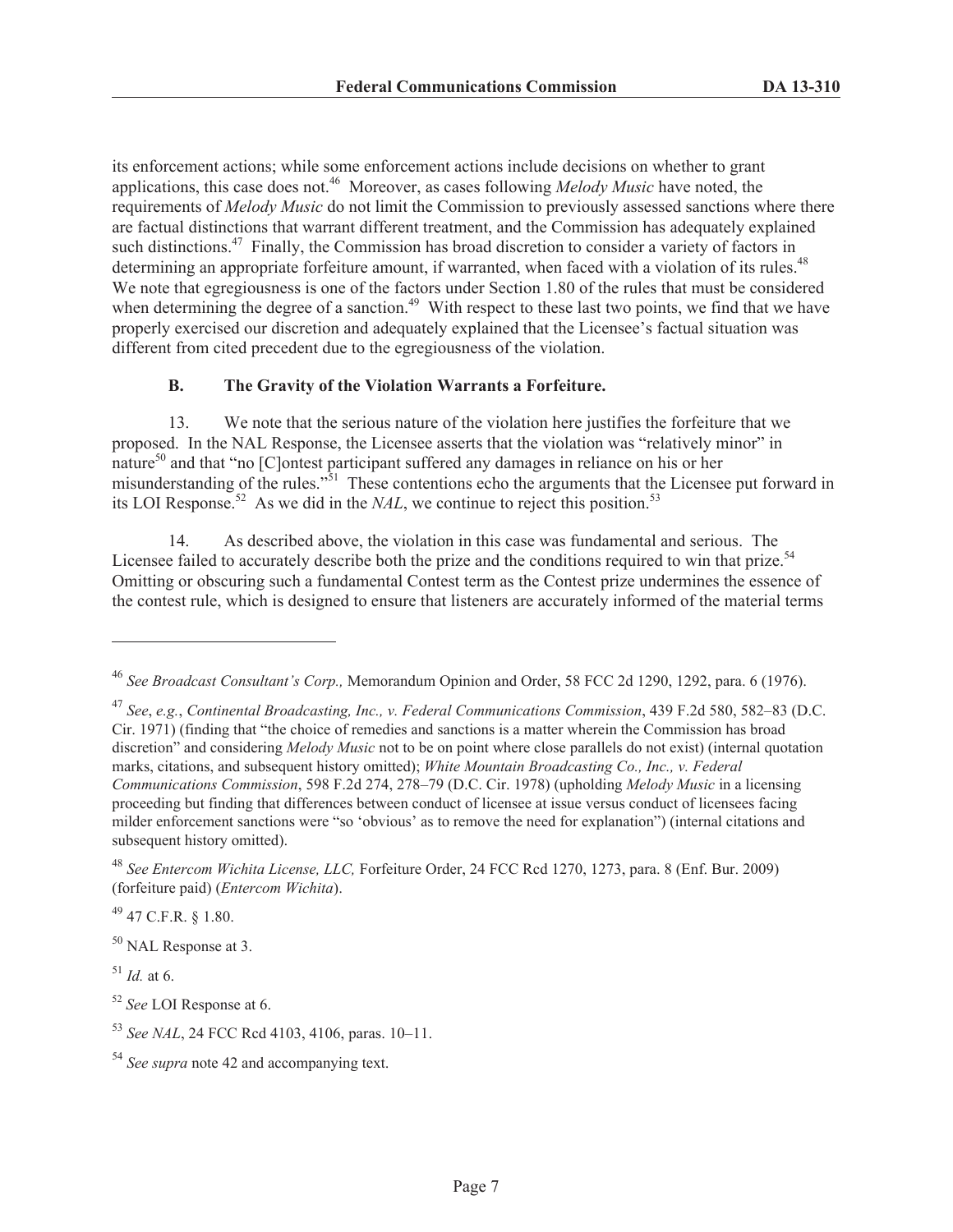its enforcement actions; while some enforcement actions include decisions on whether to grant applications, this case does not.[46] Moreover, as cases following *Melody Music* have noted, the requirements of *Melody Music* do not limit the Commission to previously assessed sanctions where there are factual distinctions that warrant different treatment, and the Commission has adequately explained such distinctions.[47] Finally, the Commission has broad discretion to consider a variety of factors in determining an appropriate forfeiture amount, if warranted, when faced with a violation of its rules.[48] We note that egregiousness is one of the factors under Section 1.80 of the rules that must be considered when determining the degree of a sanction.[49] With respect to these last two points, we find that we have properly exercised our discretion and adequately explained that the Licensee's factual situation was different from cited precedent due to the egregiousness of the violation.

### B. The Gravity of the Violation Warrants a Forfeiture.

13. We note that the serious nature of the violation here justifies the forfeiture that we proposed. In the NAL Response, the Licensee asserts that the violation was "relatively minor" in nature[50] and that "no [C]ontest participant suffered any damages in reliance on his or her misunderstanding of the rules."[51] These contentions echo the arguments that the Licensee put forward in its LOI Response.[52] As we did in the *NAL*, we continue to reject this position.[53]

14. As described above, the violation in this case was fundamental and serious. The Licensee failed to accurately describe both the prize and the conditions required to win that prize.[54] Omitting or obscuring such a fundamental Contest term as the Contest prize undermines the essence of the contest rule, which is designed to ensure that listeners are accurately informed of the material terms

---

[46] *See Broadcast Consultant's Corp.,* Memorandum Opinion and Order, 58 FCC 2d 1290, 1292, para. 6 (1976).

[47] *See*, *e.g.*, *Continental Broadcasting, Inc., v. Federal Communications Commission*, 439 F.2d 580, 582–83 (D.C. Cir. 1971) (finding that "the choice of remedies and sanctions is a matter wherein the Commission has broad discretion" and considering *Melody Music* not to be on point where close parallels do not exist) (internal quotation marks, citations, and subsequent history omitted); *White Mountain Broadcasting Co., Inc., v. Federal Communications Commission*, 598 F.2d 274, 278–79 (D.C. Cir. 1978) (upholding *Melody Music* in a licensing proceeding but finding that differences between conduct of licensee at issue versus conduct of licensees facing milder enforcement sanctions were "so 'obvious' as to remove the need for explanation") (internal citations and subsequent history omitted).

[48] *See Entercom Wichita License, LLC,* Forfeiture Order, 24 FCC Rcd 1270, 1273, para. 8 (Enf. Bur. 2009) (forfeiture paid) (*Entercom Wichita*).

[49] 47 C.F.R. § 1.80.

[50] NAL Response at 3.

[51] *Id.* at 6.

[52] *See* LOI Response at 6.

[53] *See NAL*, 24 FCC Rcd 4103, 4106, paras. 10–11.

[54] *See supra* note 42 and accompanying text.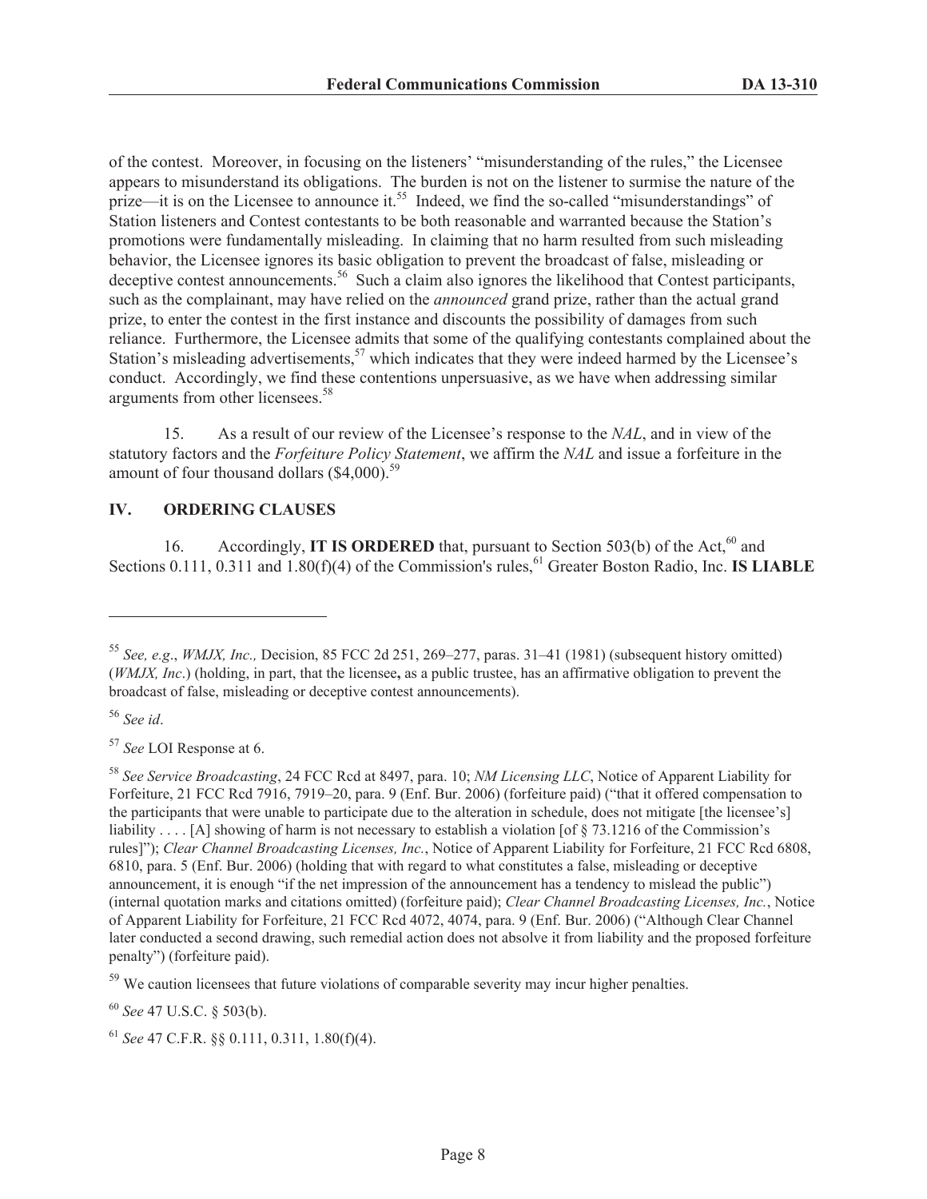of the contest. Moreover, in focusing on the listeners' "misunderstanding of the rules," the Licensee appears to misunderstand its obligations. The burden is not on the listener to surmise the nature of the prize—it is on the Licensee to announce it.[55] Indeed, we find the so-called "misunderstandings" of Station listeners and Contest contestants to be both reasonable and warranted because the Station's promotions were fundamentally misleading. In claiming that no harm resulted from such misleading behavior, the Licensee ignores its basic obligation to prevent the broadcast of false, misleading or deceptive contest announcements.[56] Such a claim also ignores the likelihood that Contest participants, such as the complainant, may have relied on the *announced* grand prize, rather than the actual grand prize, to enter the contest in the first instance and discounts the possibility of damages from such reliance. Furthermore, the Licensee admits that some of the qualifying contestants complained about the Station's misleading advertisements,[57] which indicates that they were indeed harmed by the Licensee's conduct. Accordingly, we find these contentions unpersuasive, as we have when addressing similar arguments from other licensees.[58]

15. As a result of our review of the Licensee's response to the *NAL*, and in view of the statutory factors and the *Forfeiture Policy Statement*, we affirm the *NAL* and issue a forfeiture in the amount of four thousand dollars ($4,000).[59]

## IV. ORDERING CLAUSES

16. Accordingly, **IT IS ORDERED** that, pursuant to Section 503(b) of the Act,[60] and Sections 0.111, 0.311 and 1.80(f)(4) of the Commission's rules,[61] Greater Boston Radio, Inc. **IS LIABLE**

---

[55] *See, e.g*., *WMJX, Inc.,* Decision, 85 FCC 2d 251, 269–277, paras. 31–41 (1981) (subsequent history omitted) (*WMJX, Inc*.) (holding, in part, that the licensee**,** as a public trustee, has an affirmative obligation to prevent the broadcast of false, misleading or deceptive contest announcements).

[56] *See id*.

[57] *See* LOI Response at 6.

[58] *See Service Broadcasting*, 24 FCC Rcd at 8497, para. 10; *NM Licensing LLC*, Notice of Apparent Liability for Forfeiture, 21 FCC Rcd 7916, 7919–20, para. 9 (Enf. Bur. 2006) (forfeiture paid) ("that it offered compensation to the participants that were unable to participate due to the alteration in schedule, does not mitigate [the licensee's] liability . . . . [A] showing of harm is not necessary to establish a violation [of § 73.1216 of the Commission's rules]"); *Clear Channel Broadcasting Licenses, Inc.*, Notice of Apparent Liability for Forfeiture, 21 FCC Rcd 6808, 6810, para. 5 (Enf. Bur. 2006) (holding that with regard to what constitutes a false, misleading or deceptive announcement, it is enough "if the net impression of the announcement has a tendency to mislead the public") (internal quotation marks and citations omitted) (forfeiture paid); *Clear Channel Broadcasting Licenses, Inc.*, Notice of Apparent Liability for Forfeiture, 21 FCC Rcd 4072, 4074, para. 9 (Enf. Bur. 2006) ("Although Clear Channel later conducted a second drawing, such remedial action does not absolve it from liability and the proposed forfeiture penalty") (forfeiture paid).

[59] We caution licensees that future violations of comparable severity may incur higher penalties.

[60] *See* 47 U.S.C. § 503(b).

[61] *See* 47 C.F.R. §§ 0.111, 0.311, 1.80(f)(4).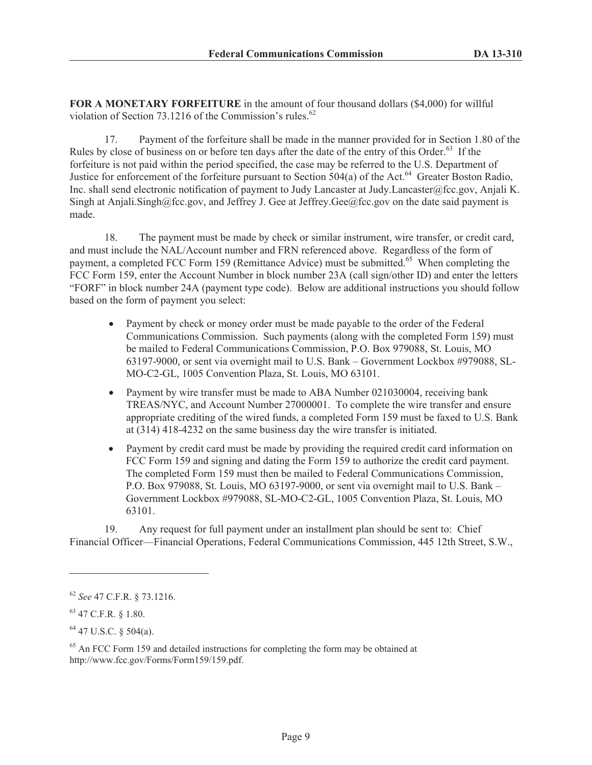**FOR A MONETARY FORFEITURE** in the amount of four thousand dollars ($4,000) for willful violation of Section 73.1216 of the Commission's rules.[62]

17. Payment of the forfeiture shall be made in the manner provided for in Section 1.80 of the Rules by close of business on or before ten days after the date of the entry of this Order.[63] If the forfeiture is not paid within the period specified, the case may be referred to the U.S. Department of Justice for enforcement of the forfeiture pursuant to Section 504(a) of the Act.[64] Greater Boston Radio, Inc. shall send electronic notification of payment to Judy Lancaster at Judy.Lancaster@fcc.gov, Anjali K. Singh at Anjali.Singh@fcc.gov, and Jeffrey J. Gee at Jeffrey.Gee@fcc.gov on the date said payment is made.

18. The payment must be made by check or similar instrument, wire transfer, or credit card, and must include the NAL/Account number and FRN referenced above. Regardless of the form of payment, a completed FCC Form 159 (Remittance Advice) must be submitted.[65] When completing the FCC Form 159, enter the Account Number in block number 23A (call sign/other ID) and enter the letters "FORF" in block number 24A (payment type code). Below are additional instructions you should follow based on the form of payment you select:

- Payment by check or money order must be made payable to the order of the Federal Communications Commission. Such payments (along with the completed Form 159) must be mailed to Federal Communications Commission, P.O. Box 979088, St. Louis, MO 63197-9000, or sent via overnight mail to U.S. Bank – Government Lockbox #979088, SL-MO-C2-GL, 1005 Convention Plaza, St. Louis, MO 63101.
- Payment by wire transfer must be made to ABA Number 021030004, receiving bank TREAS/NYC, and Account Number 27000001. To complete the wire transfer and ensure appropriate crediting of the wired funds, a completed Form 159 must be faxed to U.S. Bank at (314) 418-4232 on the same business day the wire transfer is initiated.
- Payment by credit card must be made by providing the required credit card information on FCC Form 159 and signing and dating the Form 159 to authorize the credit card payment. The completed Form 159 must then be mailed to Federal Communications Commission, P.O. Box 979088, St. Louis, MO 63197-9000, or sent via overnight mail to U.S. Bank – Government Lockbox #979088, SL-MO-C2-GL, 1005 Convention Plaza, St. Louis, MO 63101.

19. Any request for full payment under an installment plan should be sent to: Chief Financial Officer—Financial Operations, Federal Communications Commission, 445 12th Street, S.W.,

---

[62] *See* 47 C.F.R. § 73.1216.

[63] 47 C.F.R. § 1.80.

[64] 47 U.S.C. § 504(a).

[65] An FCC Form 159 and detailed instructions for completing the form may be obtained at http://www.fcc.gov/Forms/Form159/159.pdf.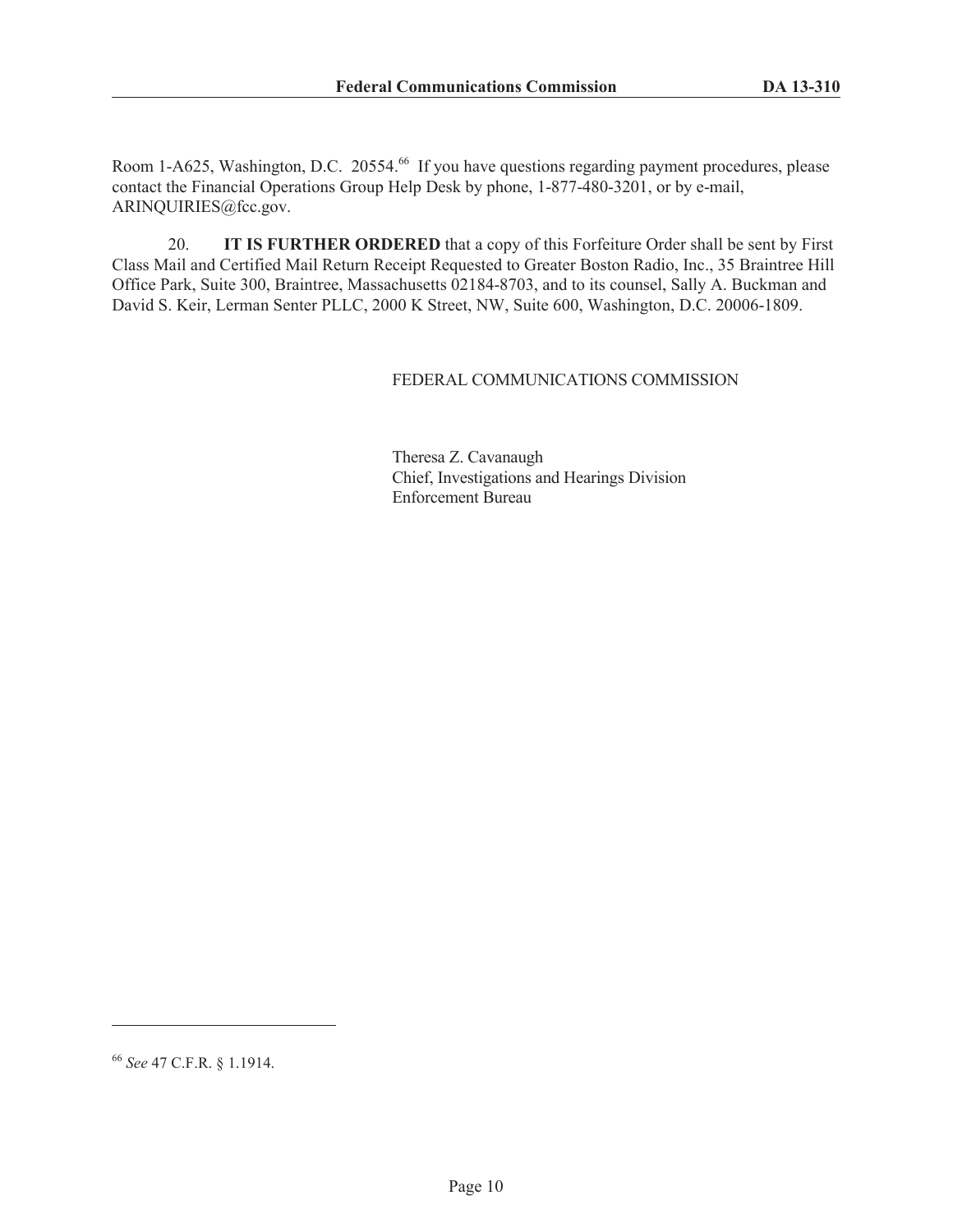Room 1-A625, Washington, D.C. 20554.[66] If you have questions regarding payment procedures, please contact the Financial Operations Group Help Desk by phone, 1-877-480-3201, or by e-mail, ARINQUIRIES@fcc.gov.

20. **IT IS FURTHER ORDERED** that a copy of this Forfeiture Order shall be sent by First Class Mail and Certified Mail Return Receipt Requested to Greater Boston Radio, Inc., 35 Braintree Hill Office Park, Suite 300, Braintree, Massachusetts 02184-8703, and to its counsel, Sally A. Buckman and David S. Keir, Lerman Senter PLLC, 2000 K Street, NW, Suite 600, Washington, D.C. 20006-1809.

FEDERAL COMMUNICATIONS COMMISSION

Theresa Z. Cavanaugh
Chief, Investigations and Hearings Division
Enforcement Bureau

---

[66] *See* 47 C.F.R. § 1.1914.